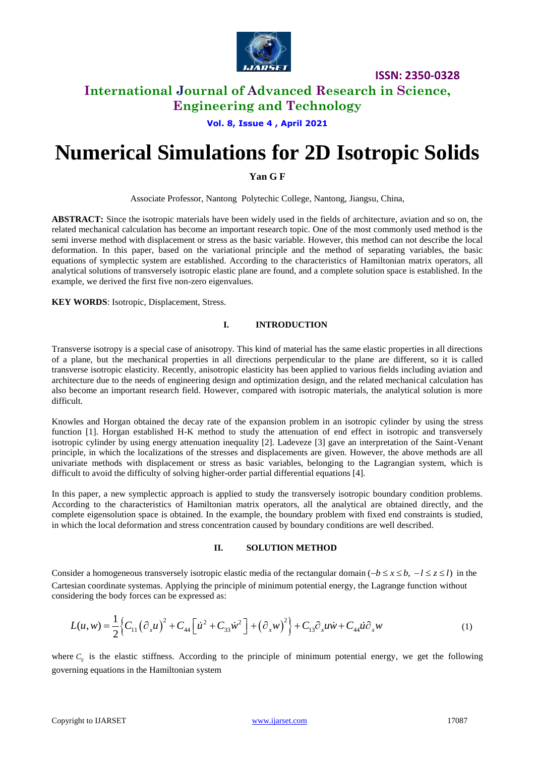# International Journal of Advanced Research in Science, Engineering and Technology

# Numerical Simulations for 2D Isotropic Solids

**Yan G F**

Associate Professor, Nantong Polytechic College, Nantong, Jiangsu, China,

**ABSTRACT:** Since the isotropic materials have been widely used in the fields of architecture, aviation and so on, the related mechanical calculation has become an important research topic. One of the most commonly used method is the semi inverse method with displacement or stress as the basic variable. However, this method can not describe the local deformation. In this paper, based on the variational principle and the method of separating variables, the basic equations of symplectic system are established. According to the characteristics of Hamiltonian matrix operators, all analytical solutions of transversely isotropic elastic plane are found, and a complete solution space is established. In the example, we derived the first five non-zero eigenvalues.

**KEY WORDS**: Isotropic, Displacement, Stress.

## I. INTRODUCTION

Transverse isotropy is a special case of anisotropy. This kind of material has the same elastic properties in all directions of a plane, but the mechanical properties in all directions perpendicular to the plane are different, so it is called transverse isotropic elasticity. Recently, anisotropic elasticity has been applied to various fields including aviation and architecture due to the needs of engineering design and optimization design, and the related mechanical calculation has also become an important research field. However, compared with isotropic materials, the analytical solution is more difficult.

Knowles and Horgan obtained the decay rate of the expansion problem in an isotropic cylinder by using the stress function [1]. Horgan established H-K method to study the attenuation of end effect in isotropic and transversely isotropic cylinder by using energy attenuation inequality [2]. Ladeveze [3] gave an interpretation of the Saint-Venant principle, in which the localizations of the stresses and displacements are given. However, the above methods are all univariate methods with displacement or stress as basic variables, belonging to the Lagrangian system, which is difficult to avoid the difficulty of solving higher-order partial differential equations [4].

In this paper, a new symplectic approach is applied to study the transversely isotropic boundary condition problems. According to the characteristics of Hamiltonian matrix operators, all the analytical are obtained directly, and the complete eigensolution space is obtained. In the example, the boundary problem with fixed end constraints is studied, in which the local deformation and stress concentration caused by boundary conditions are well described.

## II. SOLUTION METHOD

Consider a homogeneous transversely isotropic elastic media of the rectangular domain $(-b \le x \le b,\ -l \le z \le l)$ in the Cartesian coordinate systemas. Applying the principle of minimum potential energy, the Lagrange function without considering the body forces can be expressed as:

$$L(u,w) = \frac{1}{2}\left\{ C_{11}\left(\partial_x u\right)^2 + C_{44}\left[\dot{u}^2 + C_{33}\dot{w}^2\right] + \left(\partial_x w\right)^2 \right\} + C_{13}\partial_x u\dot{w} + C_{44}\dot{u}\partial_x w \tag{1}$$

where $C_{ij}$ is the elastic stiffness. According to the principle of minimum potential energy, we get the following governing equations in the Hamiltonian system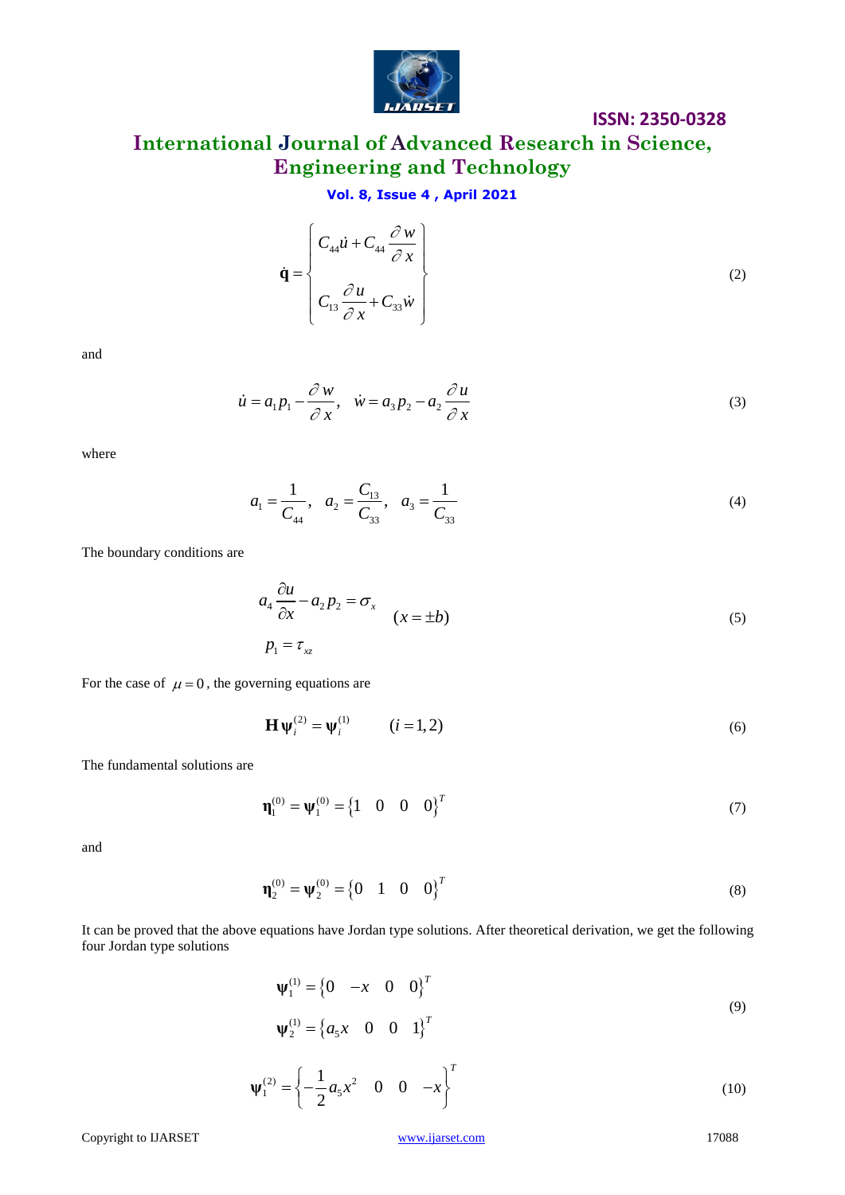$$\dot{\mathbf{q}} = \begin{Bmatrix} C_{44}\dot{u} + C_{44}\dfrac{\partial w}{\partial x} \\ C_{13}\dfrac{\partial u}{\partial x} + C_{33}\dot{w} \end{Bmatrix} \tag{2}$$

and

$$\dot{u} = a_1 p_1 - \frac{\partial w}{\partial x}, \quad \dot{w} = a_3 p_2 - a_2 \frac{\partial u}{\partial x} \tag{3}$$

where

$$a_1 = \frac{1}{C_{44}}, \quad a_2 = \frac{C_{13}}{C_{33}}, \quad a_3 = \frac{1}{C_{33}} \tag{4}$$

The boundary conditions are

$$\begin{aligned} a_4 \frac{\partial u}{\partial x} - a_2 p_2 &= \sigma_x \\ p_1 &= \tau_{xz} \end{aligned} \qquad (x = \pm b) \tag{5}$$

For the case of $\mu = 0$, the governing equations are

$$\mathbf{H}\boldsymbol{\psi}_i^{(2)} = \boldsymbol{\psi}_i^{(1)} \qquad (i = 1, 2) \tag{6}$$

The fundamental solutions are

$$\boldsymbol{\eta}_1^{(0)} = \boldsymbol{\psi}_1^{(0)} = \{1 \quad 0 \quad 0 \quad 0\}^T \tag{7}$$

and

$$\boldsymbol{\eta}_2^{(0)} = \boldsymbol{\psi}_2^{(0)} = \{0 \quad 1 \quad 0 \quad 0\}^T \tag{8}$$

It can be proved that the above equations have Jordan type solutions. After theoretical derivation, we get the following four Jordan type solutions

$$\begin{aligned} \boldsymbol{\psi}_1^{(1)} &= \{0 \quad -x \quad 0 \quad 0\}^T \\ \boldsymbol{\psi}_2^{(1)} &= \{a_5 x \quad 0 \quad 0 \quad 1\}^T \end{aligned} \tag{9}$$

$$\boldsymbol{\psi}_1^{(2)} = \left\{-\frac{1}{2}a_5 x^2 \quad 0 \quad 0 \quad -x\right\}^T \tag{10}$$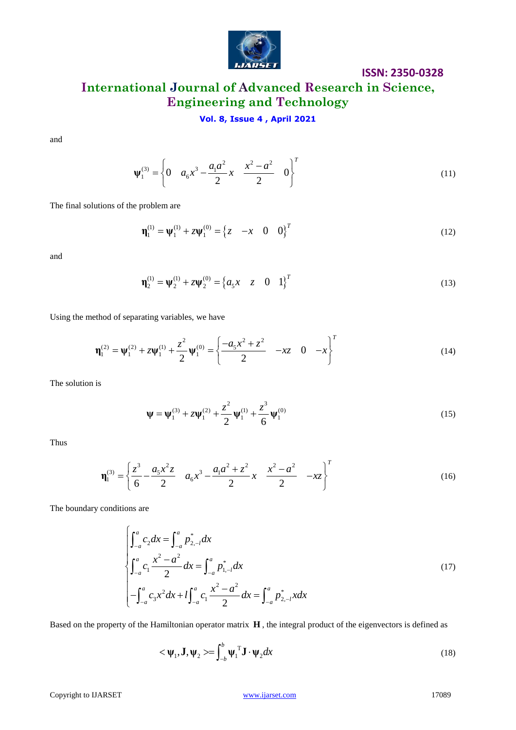and

$$\boldsymbol{\psi}_1^{(3)} = \left\{ 0 \quad a_6 x^3 - \frac{a_1 a^2}{2} x \quad \frac{x^2 - a^2}{2} \quad 0 \right\}^T \tag{11}$$

The final solutions of the problem are

$$\boldsymbol{\eta}_1^{(1)} = \boldsymbol{\psi}_1^{(1)} + z\boldsymbol{\psi}_1^{(0)} = \left\{ z \quad -x \quad 0 \quad 0 \right\}^T \tag{12}$$

and

$$\boldsymbol{\eta}_2^{(1)} = \boldsymbol{\psi}_2^{(1)} + z\boldsymbol{\psi}_2^{(0)} = \left\{ a_5 x \quad z \quad 0 \quad 1 \right\}^T \tag{13}$$

Using the method of separating variables, we have

$$\boldsymbol{\eta}_1^{(2)} = \boldsymbol{\psi}_1^{(2)} + z\boldsymbol{\psi}_1^{(1)} + \frac{z^2}{2}\boldsymbol{\psi}_1^{(0)} = \left\{ \frac{-a_5 x^2 + z^2}{2} \quad -xz \quad 0 \quad -x \right\}^T \tag{14}$$

The solution is

$$\boldsymbol{\psi} = \boldsymbol{\psi}_1^{(3)} + z\boldsymbol{\psi}_1^{(2)} + \frac{z^2}{2}\boldsymbol{\psi}_1^{(1)} + \frac{z^3}{6}\boldsymbol{\psi}_1^{(0)} \tag{15}$$

Thus

$$\boldsymbol{\eta}_1^{(3)} = \left\{ \frac{z^3}{6} - \frac{a_5 x^2 z}{2} \quad a_6 x^3 - \frac{a_1 a^2 + z^2}{2} x \quad \frac{x^2 - a^2}{2} \quad -xz \right\}^T \tag{16}$$

The boundary conditions are

$$\begin{cases} \int_{-a}^{a} c_2 dx = \int_{-a}^{a} p_{2,-l}^{*} dx \\ \int_{-a}^{a} c_1 \frac{x^2 - a^2}{2} dx = \int_{-a}^{a} p_{1,-l}^{*} dx \\ -\int_{-a}^{a} c_3 x^2 dx + l\int_{-a}^{a} c_1 \frac{x^2 - a^2}{2} dx = \int_{-a}^{a} p_{2,-l}^{*} x dx \end{cases} \tag{17}$$

Based on the property of the Hamiltonian operator matrix $\mathbf{H}$, the integral product of the eigenvectors is defined as

$$< \boldsymbol{\psi}_1, \mathbf{J}, \boldsymbol{\psi}_2 > = \int_{-b}^{b} \boldsymbol{\psi}_1^{\mathrm{T}} \mathbf{J} \cdot \boldsymbol{\psi}_2 dx \tag{18}$$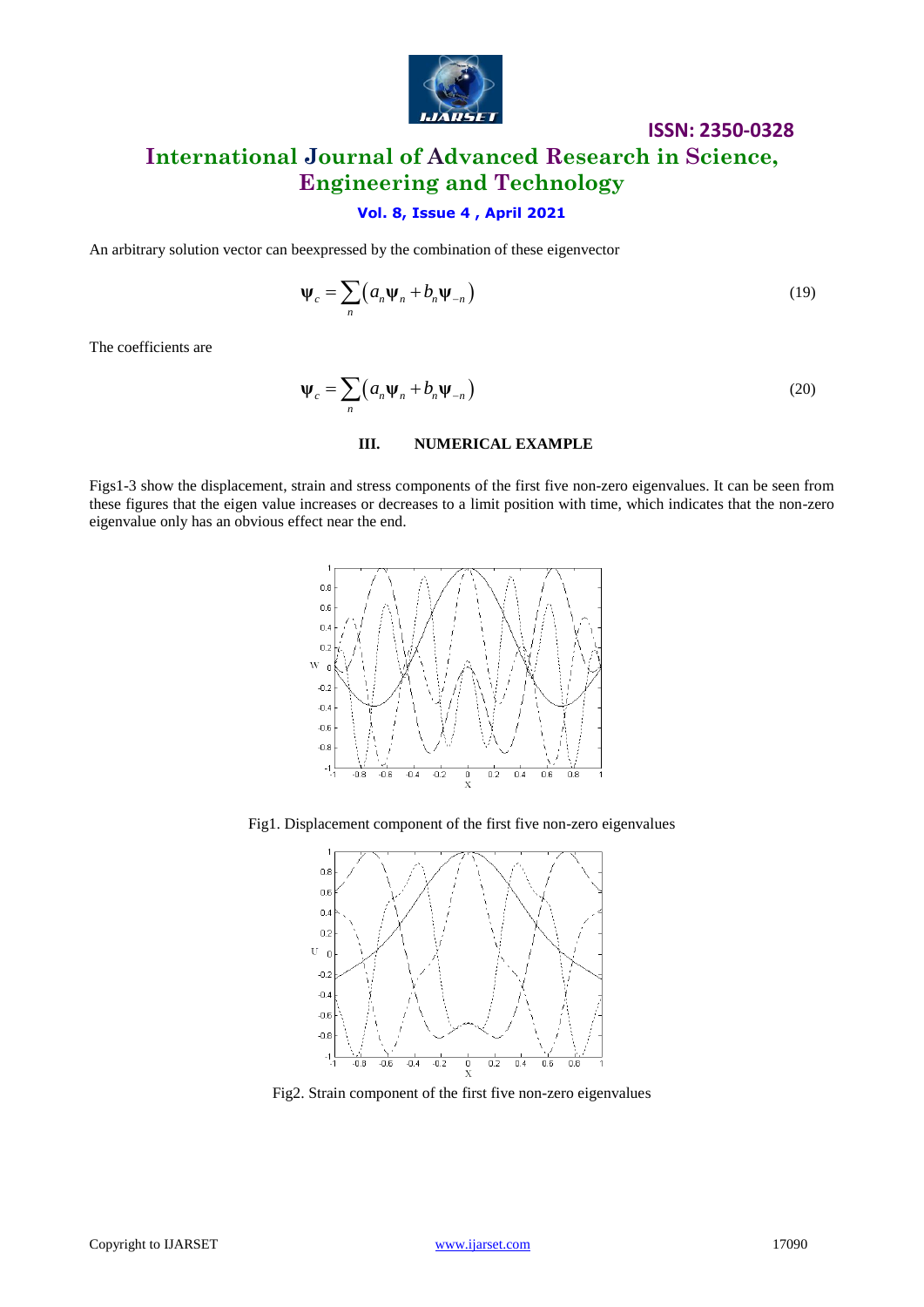An arbitrary solution vector can beexpressed by the combination of these eigenvector

$$\boldsymbol{\psi}_c = \sum_n \left( a_n \boldsymbol{\psi}_n + b_n \boldsymbol{\psi}_{-n} \right) \tag{19}$$

The coefficients are

$$\boldsymbol{\psi}_c = \sum_n \left( a_n \boldsymbol{\psi}_n + b_n \boldsymbol{\psi}_{-n} \right) \tag{20}$$

## III. NUMERICAL EXAMPLE

Figs1-3 show the displacement, strain and stress components of the first five non-zero eigenvalues. It can be seen from these figures that the eigen value increases or decreases to a limit position with time, which indicates that the non-zero eigenvalue only has an obvious effect near the end.

Fig1. Displacement component of the first five non-zero eigenvalues

Fig2. Strain component of the first five non-zero eigenvalues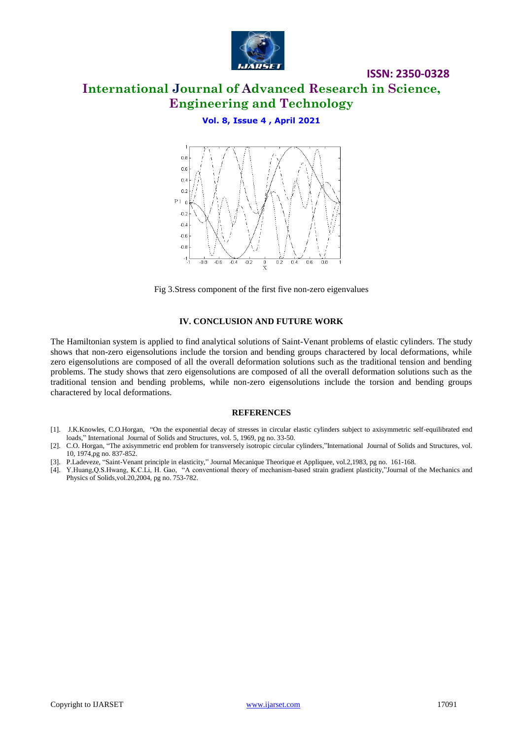1
0.8
0.6
0.4
0.2
P1 0
-0.2
-0.4
-0.6
-0.8
-1
-1 -0.8 -0.6 -0.4 -0.2 0 0.2 0.4 0.6 0.8 1
X

Fig 3.Stress component of the first five non-zero eigenvalues

## IV. CONCLUSION AND FUTURE WORK

The Hamiltonian system is applied to find analytical solutions of Saint-Venant problems of elastic cylinders. The study shows that non-zero eigensolutions include the torsion and bending groups charactered by local deformations, while zero eigensolutions are composed of all the overall deformation solutions such as the traditional tension and bending problems. The study shows that zero eigensolutions are composed of all the overall deformation solutions such as the traditional tension and bending problems, while non-zero eigensolutions include the torsion and bending groups charactered by local deformations.

## REFERENCES

[1]. J.K.Knowles, C.O.Horgan, "On the exponential decay of stresses in circular elastic cylinders subject to axisymmetric self-equilibrated end loads," International Journal of Solids and Structures, vol. 5, 1969, pg no. 33-50.

[2]. C.O. Horgan, "The axisymmetric end problem for transversely isotropic circular cylinders,"International Journal of Solids and Structures, vol. 10, 1974,pg no. 837-852.

[3]. P.Ladeveze, "Saint-Venant principle in elasticity," Journal Mecanique Theorique et Appliquee, vol.2,1983, pg no. 161-168.

[4]. Y.Huang,Q.S.Hwang, K.C.Li, H. Gao, "A conventional theory of mechanism-based strain gradient plasticity,"Journal of the Mechanics and Physics of Solids,vol.20,2004, pg no. 753-782.